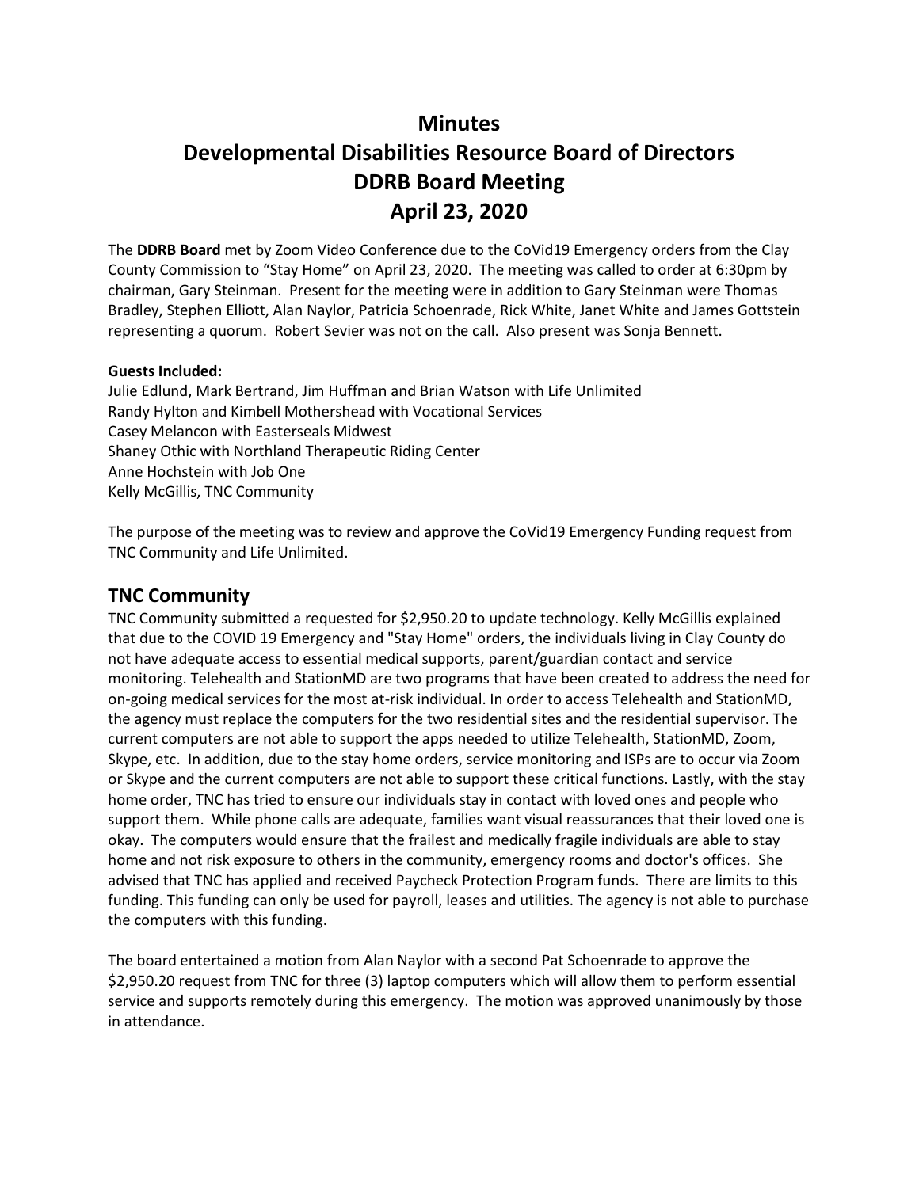# Minutes
# Developmental Disabilities Resource Board of Directors
# DDRB Board Meeting
# April 23, 2020

The **DDRB Board** met by Zoom Video Conference due to the CoVid19 Emergency orders from the Clay County Commission to "Stay Home" on April 23, 2020. The meeting was called to order at 6:30pm by chairman, Gary Steinman. Present for the meeting were in addition to Gary Steinman were Thomas Bradley, Stephen Elliott, Alan Naylor, Patricia Schoenrade, Rick White, Janet White and James Gottstein representing a quorum. Robert Sevier was not on the call. Also present was Sonja Bennett.

**Guests Included:**
Julie Edlund, Mark Bertrand, Jim Huffman and Brian Watson with Life Unlimited
Randy Hylton and Kimbell Mothershead with Vocational Services
Casey Melancon with Easterseals Midwest
Shaney Othic with Northland Therapeutic Riding Center
Anne Hochstein with Job One
Kelly McGillis, TNC Community

The purpose of the meeting was to review and approve the CoVid19 Emergency Funding request from TNC Community and Life Unlimited.

## TNC Community

TNC Community submitted a requested for $2,950.20 to update technology. Kelly McGillis explained that due to the COVID 19 Emergency and "Stay Home" orders, the individuals living in Clay County do not have adequate access to essential medical supports, parent/guardian contact and service monitoring. Telehealth and StationMD are two programs that have been created to address the need for on-going medical services for the most at-risk individual. In order to access Telehealth and StationMD, the agency must replace the computers for the two residential sites and the residential supervisor. The current computers are not able to support the apps needed to utilize Telehealth, StationMD, Zoom, Skype, etc. In addition, due to the stay home orders, service monitoring and ISPs are to occur via Zoom or Skype and the current computers are not able to support these critical functions. Lastly, with the stay home order, TNC has tried to ensure our individuals stay in contact with loved ones and people who support them. While phone calls are adequate, families want visual reassurances that their loved one is okay. The computers would ensure that the frailest and medically fragile individuals are able to stay home and not risk exposure to others in the community, emergency rooms and doctor's offices. She advised that TNC has applied and received Paycheck Protection Program funds. There are limits to this funding. This funding can only be used for payroll, leases and utilities. The agency is not able to purchase the computers with this funding.

The board entertained a motion from Alan Naylor with a second Pat Schoenrade to approve the $2,950.20 request from TNC for three (3) laptop computers which will allow them to perform essential service and supports remotely during this emergency. The motion was approved unanimously by those in attendance.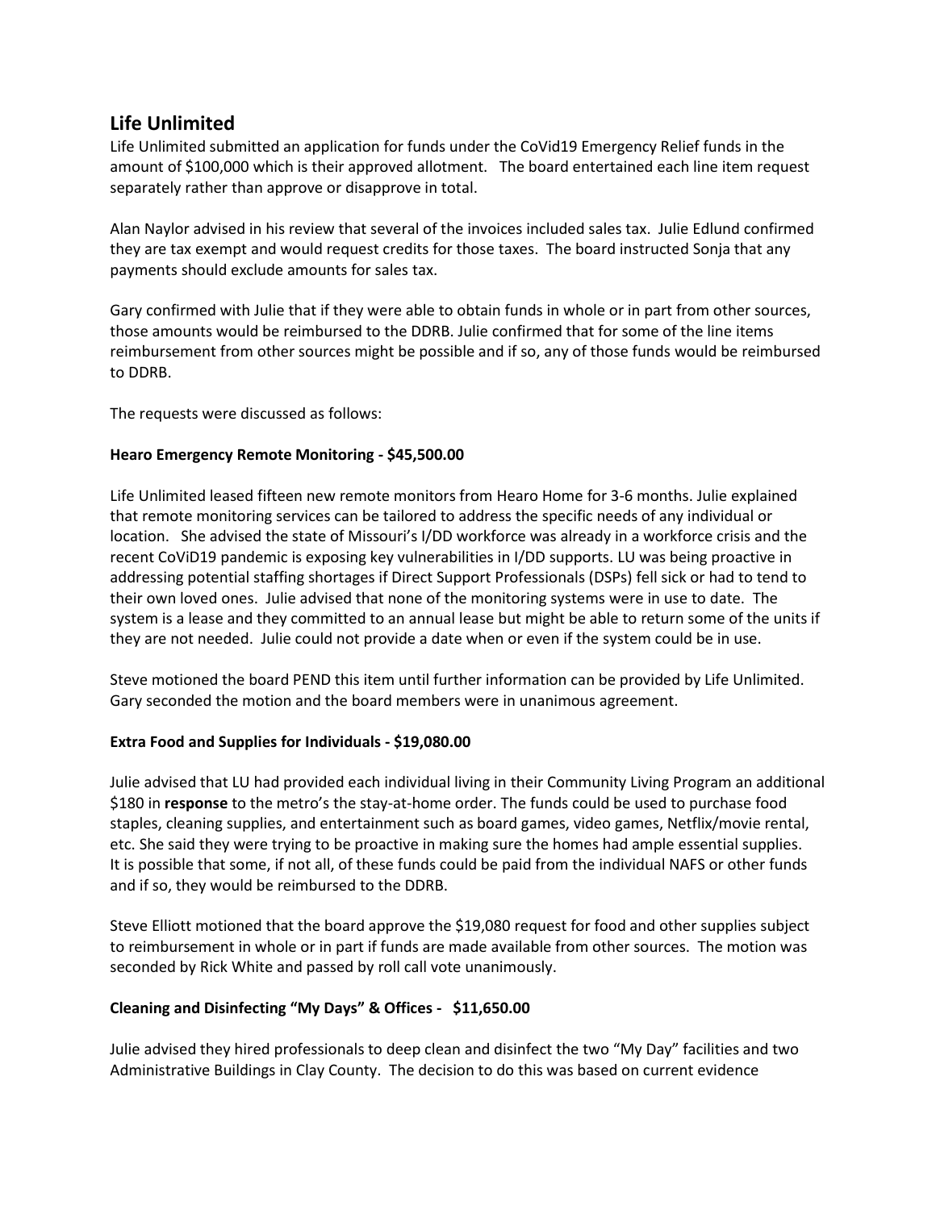## Life Unlimited

Life Unlimited submitted an application for funds under the CoVid19 Emergency Relief funds in the amount of $100,000 which is their approved allotment. The board entertained each line item request separately rather than approve or disapprove in total.

Alan Naylor advised in his review that several of the invoices included sales tax. Julie Edlund confirmed they are tax exempt and would request credits for those taxes. The board instructed Sonja that any payments should exclude amounts for sales tax.

Gary confirmed with Julie that if they were able to obtain funds in whole or in part from other sources, those amounts would be reimbursed to the DDRB. Julie confirmed that for some of the line items reimbursement from other sources might be possible and if so, any of those funds would be reimbursed to DDRB.

The requests were discussed as follows:

**Hearo Emergency Remote Monitoring - $45,500.00**

Life Unlimited leased fifteen new remote monitors from Hearo Home for 3-6 months. Julie explained that remote monitoring services can be tailored to address the specific needs of any individual or location. She advised the state of Missouri's I/DD workforce was already in a workforce crisis and the recent CoViD19 pandemic is exposing key vulnerabilities in I/DD supports. LU was being proactive in addressing potential staffing shortages if Direct Support Professionals (DSPs) fell sick or had to tend to their own loved ones. Julie advised that none of the monitoring systems were in use to date. The system is a lease and they committed to an annual lease but might be able to return some of the units if they are not needed. Julie could not provide a date when or even if the system could be in use.

Steve motioned the board PEND this item until further information can be provided by Life Unlimited. Gary seconded the motion and the board members were in unanimous agreement.

**Extra Food and Supplies for Individuals - $19,080.00**

Julie advised that LU had provided each individual living in their Community Living Program an additional $180 in **response** to the metro's the stay-at-home order. The funds could be used to purchase food staples, cleaning supplies, and entertainment such as board games, video games, Netflix/movie rental, etc. She said they were trying to be proactive in making sure the homes had ample essential supplies. It is possible that some, if not all, of these funds could be paid from the individual NAFS or other funds and if so, they would be reimbursed to the DDRB.

Steve Elliott motioned that the board approve the $19,080 request for food and other supplies subject to reimbursement in whole or in part if funds are made available from other sources. The motion was seconded by Rick White and passed by roll call vote unanimously.

**Cleaning and Disinfecting "My Days" & Offices - $11,650.00**

Julie advised they hired professionals to deep clean and disinfect the two "My Day" facilities and two Administrative Buildings in Clay County. The decision to do this was based on current evidence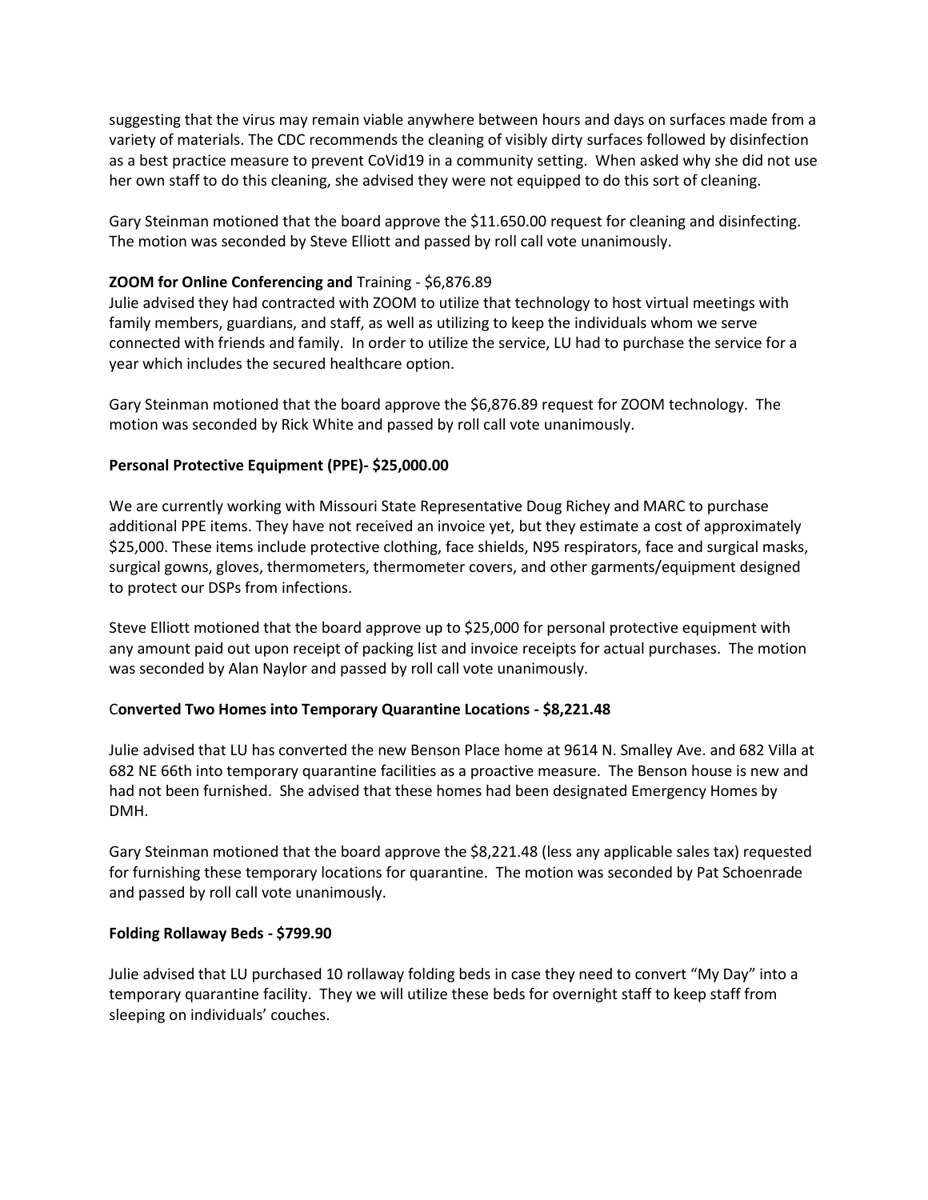suggesting that the virus may remain viable anywhere between hours and days on surfaces made from a variety of materials. The CDC recommends the cleaning of visibly dirty surfaces followed by disinfection as a best practice measure to prevent CoVid19 in a community setting. When asked why she did not use her own staff to do this cleaning, she advised they were not equipped to do this sort of cleaning.

Gary Steinman motioned that the board approve the $11.650.00 request for cleaning and disinfecting. The motion was seconded by Steve Elliott and passed by roll call vote unanimously.

**ZOOM for Online Conferencing and** Training - $6,876.89

Julie advised they had contracted with ZOOM to utilize that technology to host virtual meetings with family members, guardians, and staff, as well as utilizing to keep the individuals whom we serve connected with friends and family. In order to utilize the service, LU had to purchase the service for a year which includes the secured healthcare option.

Gary Steinman motioned that the board approve the $6,876.89 request for ZOOM technology. The motion was seconded by Rick White and passed by roll call vote unanimously.

**Personal Protective Equipment (PPE)- $25,000.00**

We are currently working with Missouri State Representative Doug Richey and MARC to purchase additional PPE items. They have not received an invoice yet, but they estimate a cost of approximately $25,000. These items include protective clothing, face shields, N95 respirators, face and surgical masks, surgical gowns, gloves, thermometers, thermometer covers, and other garments/equipment designed to protect our DSPs from infections.

Steve Elliott motioned that the board approve up to $25,000 for personal protective equipment with any amount paid out upon receipt of packing list and invoice receipts for actual purchases. The motion was seconded by Alan Naylor and passed by roll call vote unanimously.

C**onverted Two Homes into Temporary Quarantine Locations - $8,221.48**

Julie advised that LU has converted the new Benson Place home at 9614 N. Smalley Ave. and 682 Villa at 682 NE 66th into temporary quarantine facilities as a proactive measure. The Benson house is new and had not been furnished. She advised that these homes had been designated Emergency Homes by DMH.

Gary Steinman motioned that the board approve the $8,221.48 (less any applicable sales tax) requested for furnishing these temporary locations for quarantine. The motion was seconded by Pat Schoenrade and passed by roll call vote unanimously.

**Folding Rollaway Beds - $799.90**

Julie advised that LU purchased 10 rollaway folding beds in case they need to convert "My Day" into a temporary quarantine facility. They we will utilize these beds for overnight staff to keep staff from sleeping on individuals' couches.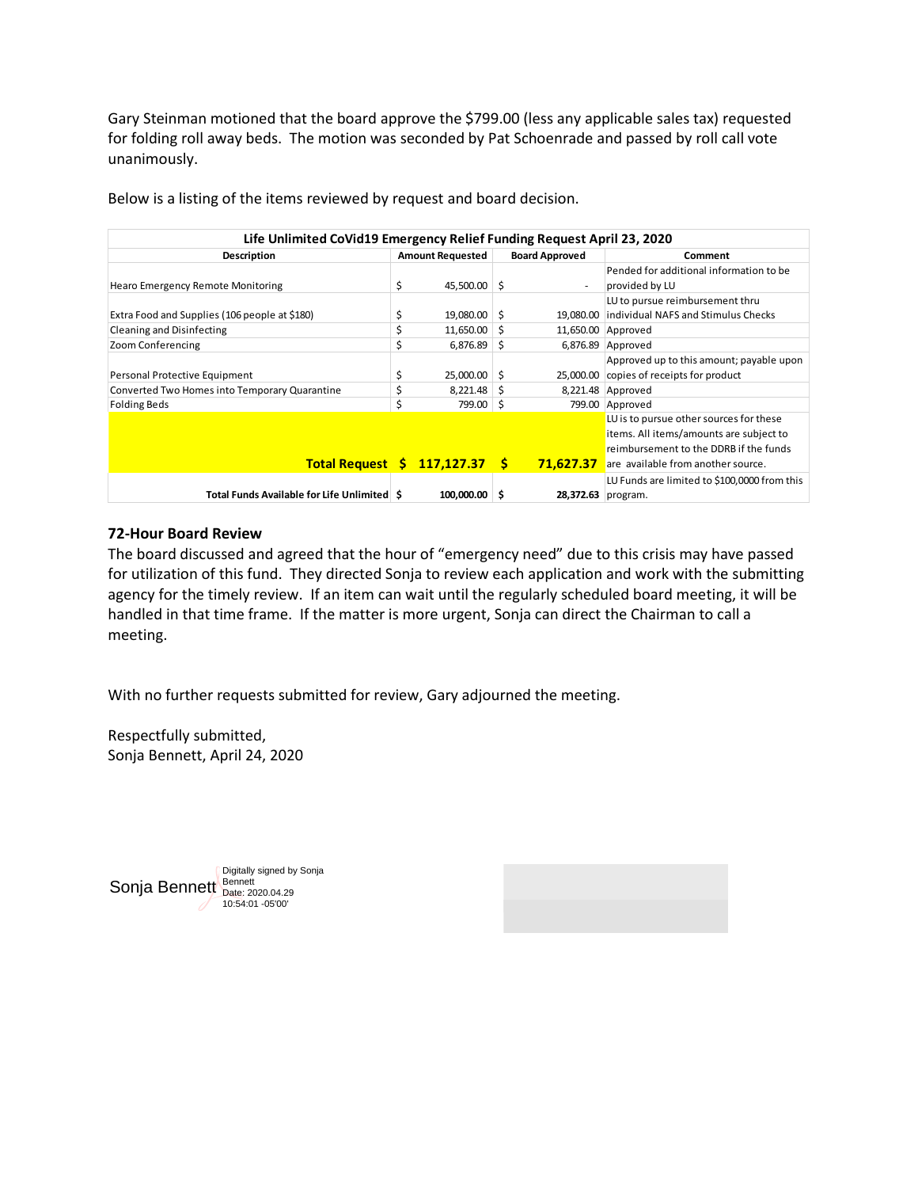Gary Steinman motioned that the board approve the $799.00 (less any applicable sales tax) requested for folding roll away beds. The motion was seconded by Pat Schoenrade and passed by roll call vote unanimously.

Below is a listing of the items reviewed by request and board decision.

| Life Unlimited CoVid19 Emergency Relief Funding Request April 23, 2020 | | | |
| --- | --- | --- | --- |
| **Description** | **Amount Requested** | **Board Approved** | **Comment** |
| Hearo Emergency Remote Monitoring | $ 45,500.00 | $ - | Pended for additional information to be provided by LU |
| Extra Food and Supplies (106 people at $180) | $ 19,080.00 | $ 19,080.00 | LU to pursue reimbursement thru individual NAFS and Stimulus Checks |
| Cleaning and Disinfecting | $ 11,650.00 | $ 11,650.00 | Approved |
| Zoom Conferencing | $ 6,876.89 | $ 6,876.89 | Approved |
| Personal Protective Equipment | $ 25,000.00 | $ 25,000.00 | Approved up to this amount; payable upon copies of receipts for product |
| Converted Two Homes into Temporary Quarantine | $ 8,221.48 | $ 8,221.48 | Approved |
| Folding Beds | $ 799.00 | $ 799.00 | Approved |
| **Total Request** | **$ 117,127.37** | **$ 71,627.37** | LU is to pursue other sources for these items. All items/amounts are subject to reimbursement to the DDRB if the funds are available from another source. |
| **Total Funds Available for Life Unlimited** | **$ 100,000.00** | **$ 28,372.63** | LU Funds are limited to $100,0000 from this program. |

**72-Hour Board Review**

The board discussed and agreed that the hour of "emergency need" due to this crisis may have passed for utilization of this fund. They directed Sonja to review each application and work with the submitting agency for the timely review. If an item can wait until the regularly scheduled board meeting, it will be handled in that time frame. If the matter is more urgent, Sonja can direct the Chairman to call a meeting.

With no further requests submitted for review, Gary adjourned the meeting.

Respectfully submitted,
Sonja Bennett, April 24, 2020

Sonja Bennett Digitally signed by Sonja Bennett
Date: 2020.04.29 10:54:01 -05'00'